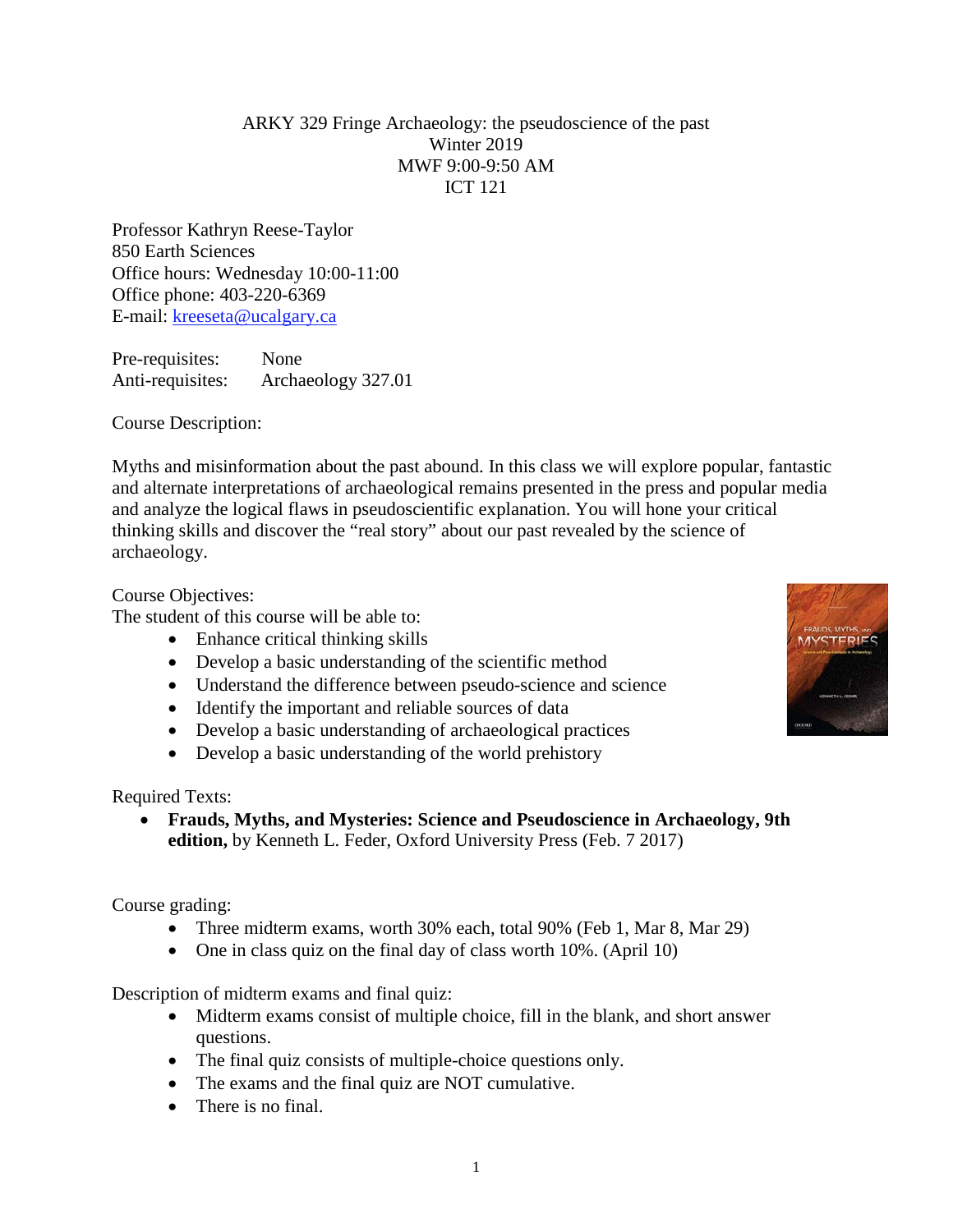# ARKY 329 Fringe Archaeology: the pseudoscience of the past

Winter 2019
MWF 9:00-9:50 AM
ICT 121

Professor Kathryn Reese-Taylor
850 Earth Sciences
Office hours: Wednesday 10:00-11:00
Office phone: 403-220-6369
E-mail: kreeseta@ucalgary.ca

Pre-requisites: None
Anti-requisites: Archaeology 327.01

Course Description:

Myths and misinformation about the past abound. In this class we will explore popular, fantastic and alternate interpretations of archaeological remains presented in the press and popular media and analyze the logical flaws in pseudoscientific explanation. You will hone your critical thinking skills and discover the "real story" about our past revealed by the science of archaeology.

Course Objectives:
The student of this course will be able to:

- Enhance critical thinking skills
- Develop a basic understanding of the scientific method
- Understand the difference between pseudo-science and science
- Identify the important and reliable sources of data
- Develop a basic understanding of archaeological practices
- Develop a basic understanding of the world prehistory

Required Texts:

- **Frauds, Myths, and Mysteries: Science and Pseudoscience in Archaeology, 9th edition,** by Kenneth L. Feder, Oxford University Press (Feb. 7 2017)

Course grading:

- Three midterm exams, worth 30% each, total 90% (Feb 1, Mar 8, Mar 29)
- One in class quiz on the final day of class worth 10%. (April 10)

Description of midterm exams and final quiz:

- Midterm exams consist of multiple choice, fill in the blank, and short answer questions.
- The final quiz consists of multiple-choice questions only.
- The exams and the final quiz are NOT cumulative.
- There is no final.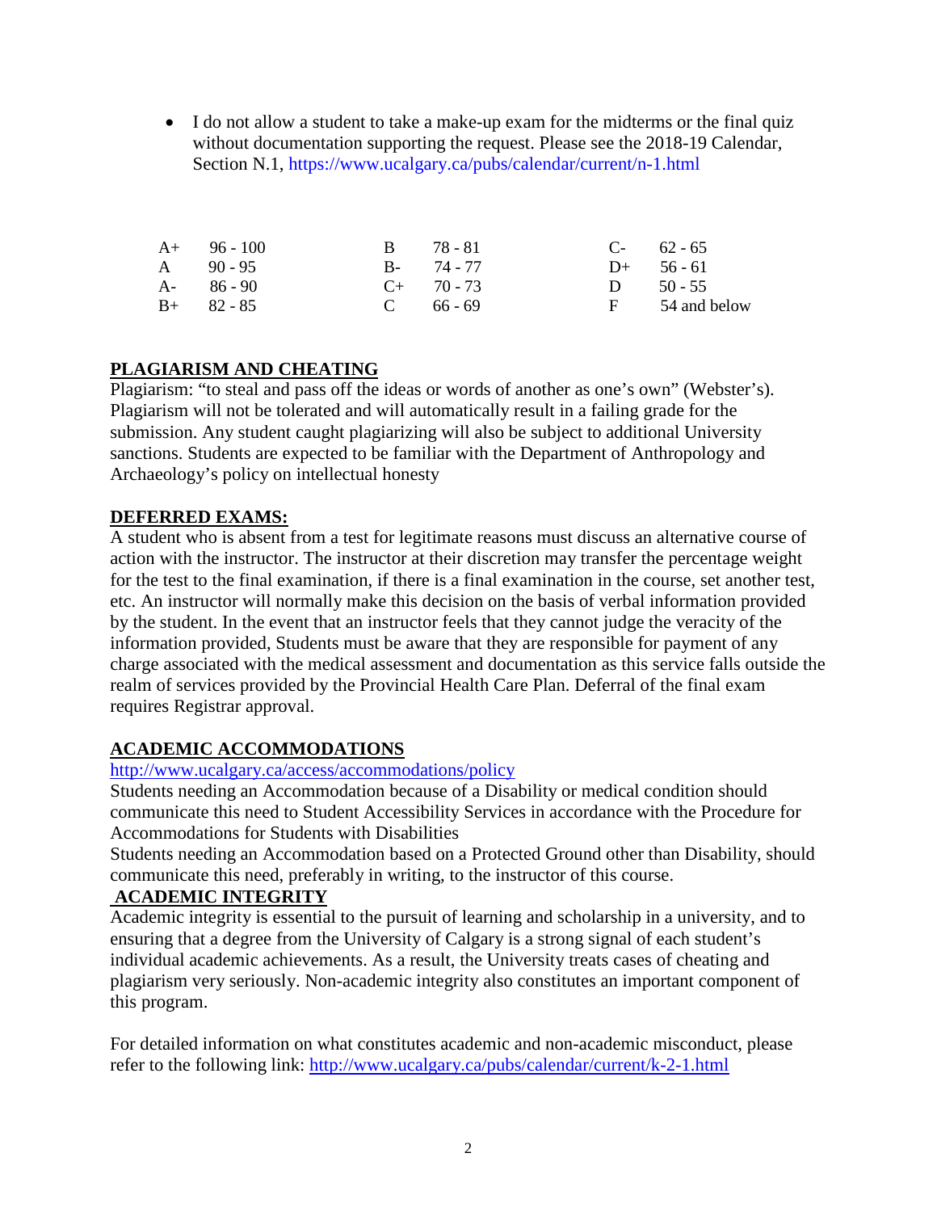- I do not allow a student to take a make-up exam for the midterms or the final quiz without documentation supporting the request. Please see the 2018-19 Calendar, Section N.1, https://www.ucalgary.ca/pubs/calendar/current/n-1.html

| | | | | | |
|---|---|---|---|---|---|
| A+ | 96 - 100 | B | 78 - 81 | C- | 62 - 65 |
| A | 90 - 95 | B- | 74 - 77 | D+ | 56 - 61 |
| A- | 86 - 90 | C+ | 70 - 73 | D | 50 - 55 |
| B+ | 82 - 85 | C | 66 - 69 | F | 54 and below |

## PLAGIARISM AND CHEATING

Plagiarism: "to steal and pass off the ideas or words of another as one's own" (Webster's). Plagiarism will not be tolerated and will automatically result in a failing grade for the submission. Any student caught plagiarizing will also be subject to additional University sanctions. Students are expected to be familiar with the Department of Anthropology and Archaeology's policy on intellectual honesty

## DEFERRED EXAMS:

A student who is absent from a test for legitimate reasons must discuss an alternative course of action with the instructor. The instructor at their discretion may transfer the percentage weight for the test to the final examination, if there is a final examination in the course, set another test, etc. An instructor will normally make this decision on the basis of verbal information provided by the student. In the event that an instructor feels that they cannot judge the veracity of the information provided, Students must be aware that they are responsible for payment of any charge associated with the medical assessment and documentation as this service falls outside the realm of services provided by the Provincial Health Care Plan. Deferral of the final exam requires Registrar approval.

## ACADEMIC ACCOMMODATIONS

http://www.ucalgary.ca/access/accommodations/policy

Students needing an Accommodation because of a Disability or medical condition should communicate this need to Student Accessibility Services in accordance with the Procedure for Accommodations for Students with Disabilities

Students needing an Accommodation based on a Protected Ground other than Disability, should communicate this need, preferably in writing, to the instructor of this course.

## ACADEMIC INTEGRITY

Academic integrity is essential to the pursuit of learning and scholarship in a university, and to ensuring that a degree from the University of Calgary is a strong signal of each student's individual academic achievements. As a result, the University treats cases of cheating and plagiarism very seriously. Non-academic integrity also constitutes an important component of this program.

For detailed information on what constitutes academic and non-academic misconduct, please refer to the following link: http://www.ucalgary.ca/pubs/calendar/current/k-2-1.html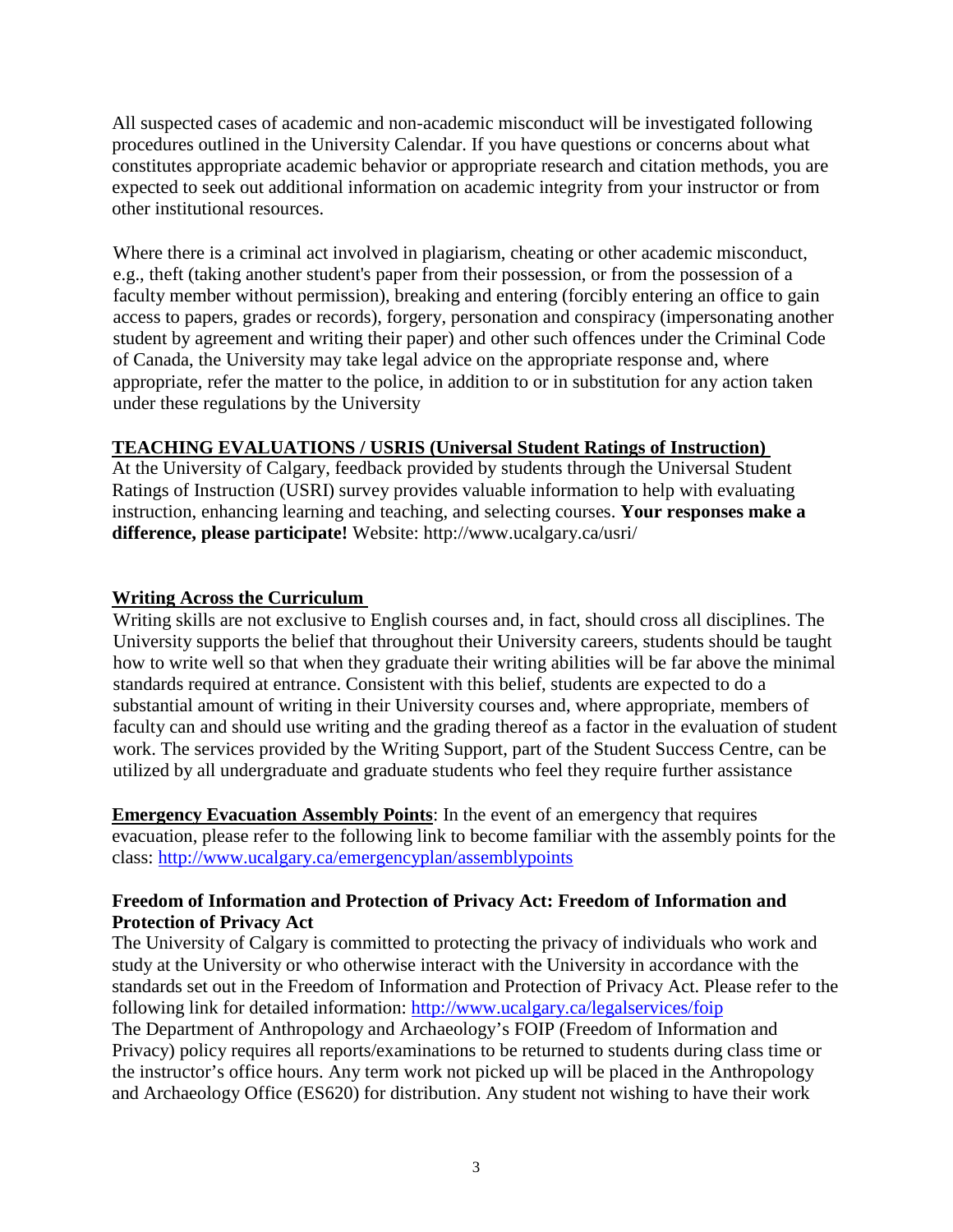All suspected cases of academic and non-academic misconduct will be investigated following procedures outlined in the University Calendar. If you have questions or concerns about what constitutes appropriate academic behavior or appropriate research and citation methods, you are expected to seek out additional information on academic integrity from your instructor or from other institutional resources.

Where there is a criminal act involved in plagiarism, cheating or other academic misconduct, e.g., theft (taking another student's paper from their possession, or from the possession of a faculty member without permission), breaking and entering (forcibly entering an office to gain access to papers, grades or records), forgery, personation and conspiracy (impersonating another student by agreement and writing their paper) and other such offences under the Criminal Code of Canada, the University may take legal advice on the appropriate response and, where appropriate, refer the matter to the police, in addition to or in substitution for any action taken under these regulations by the University

**TEACHING EVALUATIONS / USRIS (Universal Student Ratings of Instruction)**

At the University of Calgary, feedback provided by students through the Universal Student Ratings of Instruction (USRI) survey provides valuable information to help with evaluating instruction, enhancing learning and teaching, and selecting courses. **Your responses make a difference, please participate!** Website: http://www.ucalgary.ca/usri/

**Writing Across the Curriculum**

Writing skills are not exclusive to English courses and, in fact, should cross all disciplines. The University supports the belief that throughout their University careers, students should be taught how to write well so that when they graduate their writing abilities will be far above the minimal standards required at entrance. Consistent with this belief, students are expected to do a substantial amount of writing in their University courses and, where appropriate, members of faculty can and should use writing and the grading thereof as a factor in the evaluation of student work. The services provided by the Writing Support, part of the Student Success Centre, can be utilized by all undergraduate and graduate students who feel they require further assistance

**Emergency Evacuation Assembly Points**: In the event of an emergency that requires evacuation, please refer to the following link to become familiar with the assembly points for the class: http://www.ucalgary.ca/emergencyplan/assemblypoints

**Freedom of Information and Protection of Privacy Act: Freedom of Information and Protection of Privacy Act**

The University of Calgary is committed to protecting the privacy of individuals who work and study at the University or who otherwise interact with the University in accordance with the standards set out in the Freedom of Information and Protection of Privacy Act. Please refer to the following link for detailed information: http://www.ucalgary.ca/legalservices/foip

The Department of Anthropology and Archaeology's FOIP (Freedom of Information and Privacy) policy requires all reports/examinations to be returned to students during class time or the instructor's office hours. Any term work not picked up will be placed in the Anthropology and Archaeology Office (ES620) for distribution. Any student not wishing to have their work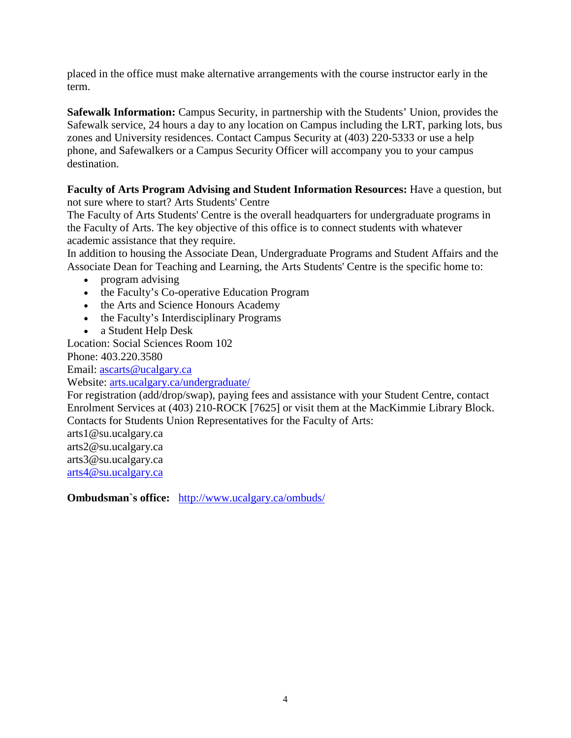placed in the office must make alternative arrangements with the course instructor early in the term.

**Safewalk Information:** Campus Security, in partnership with the Students' Union, provides the Safewalk service, 24 hours a day to any location on Campus including the LRT, parking lots, bus zones and University residences. Contact Campus Security at (403) 220-5333 or use a help phone, and Safewalkers or a Campus Security Officer will accompany you to your campus destination.

**Faculty of Arts Program Advising and Student Information Resources:** Have a question, but not sure where to start? Arts Students' Centre

The Faculty of Arts Students' Centre is the overall headquarters for undergraduate programs in the Faculty of Arts. The key objective of this office is to connect students with whatever academic assistance that they require.

In addition to housing the Associate Dean, Undergraduate Programs and Student Affairs and the Associate Dean for Teaching and Learning, the Arts Students' Centre is the specific home to:

- program advising
- the Faculty's Co-operative Education Program
- the Arts and Science Honours Academy
- the Faculty's Interdisciplinary Programs
- a Student Help Desk

Location: Social Sciences Room 102

Phone: 403.220.3580

Email: ascarts@ucalgary.ca

Website: arts.ucalgary.ca/undergraduate/

For registration (add/drop/swap), paying fees and assistance with your Student Centre, contact Enrolment Services at (403) 210-ROCK [7625] or visit them at the MacKimmie Library Block.

Contacts for Students Union Representatives for the Faculty of Arts:

arts1@su.ucalgary.ca

arts2@su.ucalgary.ca

arts3@su.ucalgary.ca

arts4@su.ucalgary.ca

**Ombudsman`s office:** http://www.ucalgary.ca/ombuds/